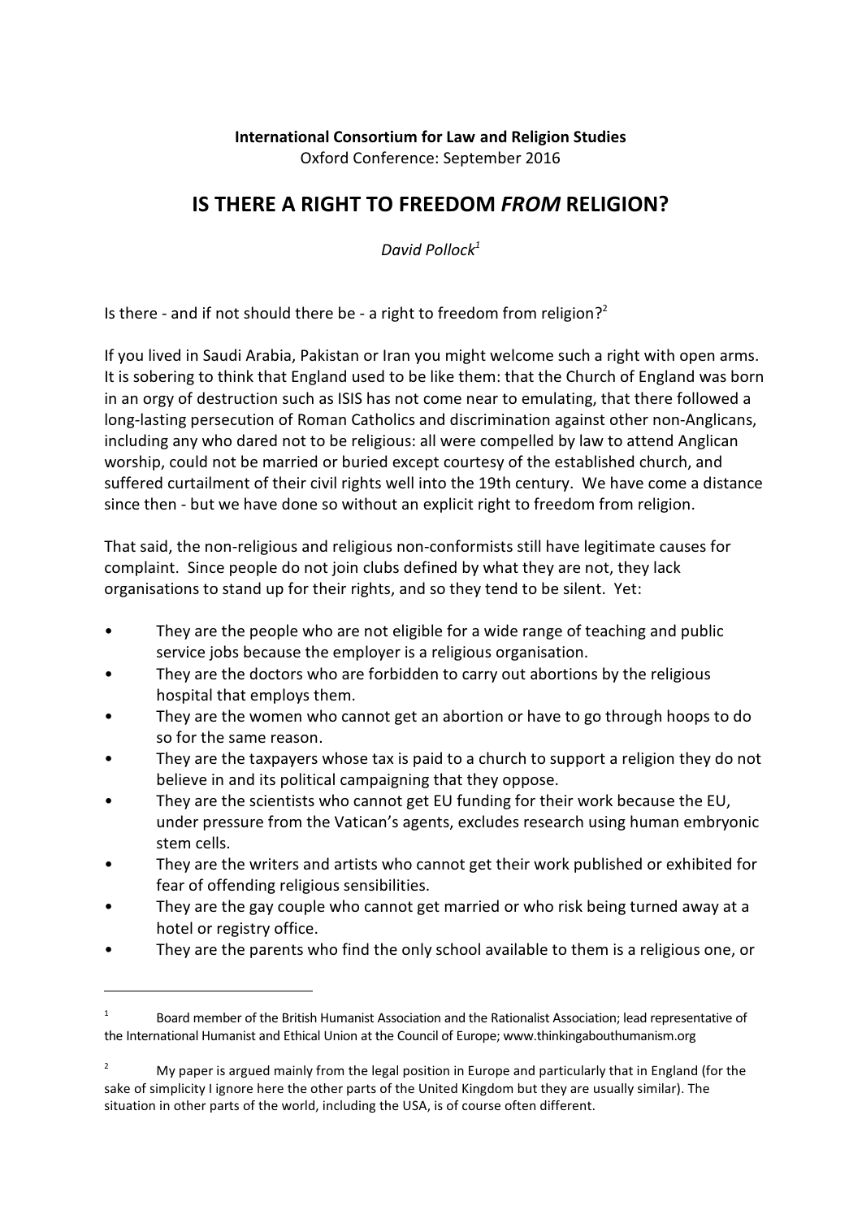**International Consortium for Law and Religion Studies**
Oxford Conference: September 2016

# IS THERE A RIGHT TO FREEDOM *FROM* RELIGION?

*David Pollock*[1]

Is there - and if not should there be - a right to freedom from religion?[2]

If you lived in Saudi Arabia, Pakistan or Iran you might welcome such a right with open arms. It is sobering to think that England used to be like them: that the Church of England was born in an orgy of destruction such as ISIS has not come near to emulating, that there followed a long-lasting persecution of Roman Catholics and discrimination against other non-Anglicans, including any who dared not to be religious: all were compelled by law to attend Anglican worship, could not be married or buried except courtesy of the established church, and suffered curtailment of their civil rights well into the 19th century. We have come a distance since then - but we have done so without an explicit right to freedom from religion.

That said, the non-religious and religious non-conformists still have legitimate causes for complaint. Since people do not join clubs defined by what they are not, they lack organisations to stand up for their rights, and so they tend to be silent. Yet:

- They are the people who are not eligible for a wide range of teaching and public service jobs because the employer is a religious organisation.
- They are the doctors who are forbidden to carry out abortions by the religious hospital that employs them.
- They are the women who cannot get an abortion or have to go through hoops to do so for the same reason.
- They are the taxpayers whose tax is paid to a church to support a religion they do not believe in and its political campaigning that they oppose.
- They are the scientists who cannot get EU funding for their work because the EU, under pressure from the Vatican's agents, excludes research using human embryonic stem cells.
- They are the writers and artists who cannot get their work published or exhibited for fear of offending religious sensibilities.
- They are the gay couple who cannot get married or who risk being turned away at a hotel or registry office.
- They are the parents who find the only school available to them is a religious one, or

---

[1] Board member of the British Humanist Association and the Rationalist Association; lead representative of the International Humanist and Ethical Union at the Council of Europe; www.thinkingaboutthumanism.org

[2] My paper is argued mainly from the legal position in Europe and particularly that in England (for the sake of simplicity I ignore here the other parts of the United Kingdom but they are usually similar). The situation in other parts of the world, including the USA, is of course often different.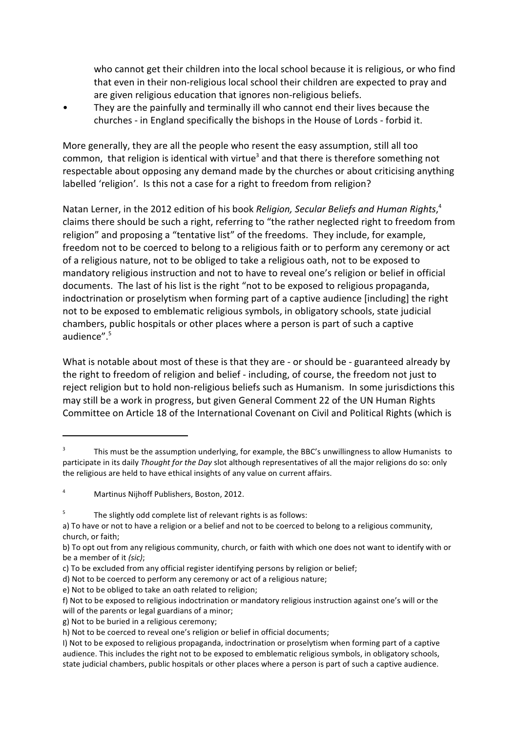who cannot get their children into the local school because it is religious, or who find that even in their non-religious local school their children are expected to pray and are given religious education that ignores non-religious beliefs.

- They are the painfully and terminally ill who cannot end their lives because the churches - in England specifically the bishops in the House of Lords - forbid it.

More generally, they are all the people who resent the easy assumption, still all too common, that religion is identical with virtue[3] and that there is therefore something not respectable about opposing any demand made by the churches or about criticising anything labelled 'religion'. Is this not a case for a right to freedom from religion?

Natan Lerner, in the 2012 edition of his book *Religion, Secular Beliefs and Human Rights*,[4] claims there should be such a right, referring to "the rather neglected right to freedom from religion" and proposing a "tentative list" of the freedoms. They include, for example, freedom not to be coerced to belong to a religious faith or to perform any ceremony or act of a religious nature, not to be obliged to take a religious oath, not to be exposed to mandatory religious instruction and not to have to reveal one's religion or belief in official documents. The last of his list is the right "not to be exposed to religious propaganda, indoctrination or proselytism when forming part of a captive audience [including] the right not to be exposed to emblematic religious symbols, in obligatory schools, state judicial chambers, public hospitals or other places where a person is part of such a captive audience".[5]

What is notable about most of these is that they are - or should be - guaranteed already by the right to freedom of religion and belief - including, of course, the freedom not just to reject religion but to hold non-religious beliefs such as Humanism. In some jurisdictions this may still be a work in progress, but given General Comment 22 of the UN Human Rights Committee on Article 18 of the International Covenant on Civil and Political Rights (which is

---

[3] This must be the assumption underlying, for example, the BBC's unwillingness to allow Humanists to participate in its daily *Thought for the Day* slot although representatives of all the major religions do so: only the religious are held to have ethical insights of any value on current affairs.

[4] Martinus Nijhoff Publishers, Boston, 2012.

[5] The slightly odd complete list of relevant rights is as follows:

a) To have or not to have a religion or a belief and not to be coerced to belong to a religious community, church, or faith;

b) To opt out from any religious community, church, or faith with which one does not want to identify with or be a member of it *(sic)*;

c) To be excluded from any official register identifying persons by religion or belief;

d) Not to be coerced to perform any ceremony or act of a religious nature;

e) Not to be obliged to take an oath related to religion;

f) Not to be exposed to religious indoctrination or mandatory religious instruction against one's will or the will of the parents or legal guardians of a minor;

g) Not to be buried in a religious ceremony;

h) Not to be coerced to reveal one's religion or belief in official documents;

I) Not to be exposed to religious propaganda, indoctrination or proselytism when forming part of a captive audience. This includes the right not to be exposed to emblematic religious symbols, in obligatory schools, state judicial chambers, public hospitals or other places where a person is part of such a captive audience.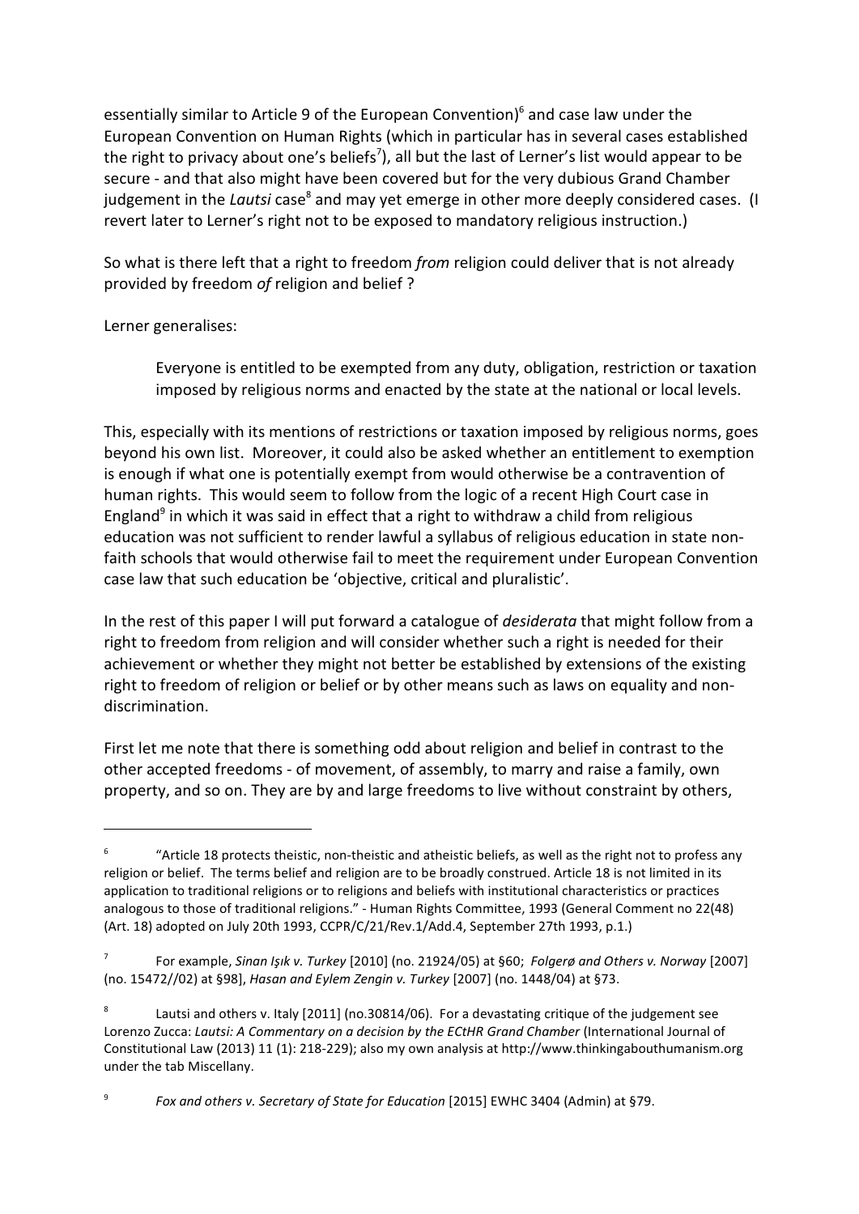essentially similar to Article 9 of the European Convention)[6] and case law under the European Convention on Human Rights (which in particular has in several cases established the right to privacy about one's beliefs[7]), all but the last of Lerner's list would appear to be secure - and that also might have been covered but for the very dubious Grand Chamber judgement in the *Lautsi* case[8] and may yet emerge in other more deeply considered cases. (I revert later to Lerner's right not to be exposed to mandatory religious instruction.)

So what is there left that a right to freedom *from* religion could deliver that is not already provided by freedom *of* religion and belief ?

Lerner generalises:

> Everyone is entitled to be exempted from any duty, obligation, restriction or taxation imposed by religious norms and enacted by the state at the national or local levels.

This, especially with its mentions of restrictions or taxation imposed by religious norms, goes beyond his own list. Moreover, it could also be asked whether an entitlement to exemption is enough if what one is potentially exempt from would otherwise be a contravention of human rights. This would seem to follow from the logic of a recent High Court case in England[9] in which it was said in effect that a right to withdraw a child from religious education was not sufficient to render lawful a syllabus of religious education in state non-faith schools that would otherwise fail to meet the requirement under European Convention case law that such education be 'objective, critical and pluralistic'.

In the rest of this paper I will put forward a catalogue of *desiderata* that might follow from a right to freedom from religion and will consider whether such a right is needed for their achievement or whether they might not better be established by extensions of the existing right to freedom of religion or belief or by other means such as laws on equality and non-discrimination.

First let me note that there is something odd about religion and belief in contrast to the other accepted freedoms - of movement, of assembly, to marry and raise a family, own property, and so on. They are by and large freedoms to live without constraint by others,

---

[6] "Article 18 protects theistic, non-theistic and atheistic beliefs, as well as the right not to profess any religion or belief. The terms belief and religion are to be broadly construed. Article 18 is not limited in its application to traditional religions or to religions and beliefs with institutional characteristics or practices analogous to those of traditional religions." - Human Rights Committee, 1993 (General Comment no 22(48) (Art. 18) adopted on July 20th 1993, CCPR/C/21/Rev.1/Add.4, September 27th 1993, p.1.)

[7] For example, *Sinan Işık v. Turkey* [2010] (no. 21924/05) at §60; *Folgerø and Others v. Norway* [2007] (no. 15472//02) at §98], *Hasan and Eylem Zengin v. Turkey* [2007] (no. 1448/04) at §73.

[8] Lautsi and others v. Italy [2011] (no.30814/06). For a devastating critique of the judgement see Lorenzo Zucca: *Lautsi: A Commentary on a decision by the ECtHR Grand Chamber* (International Journal of Constitutional Law (2013) 11 (1): 218-229); also my own analysis at http://www.thinkingabouthumanism.org under the tab Miscellany.

[9] *Fox and others v. Secretary of State for Education* [2015] EWHC 3404 (Admin) at §79.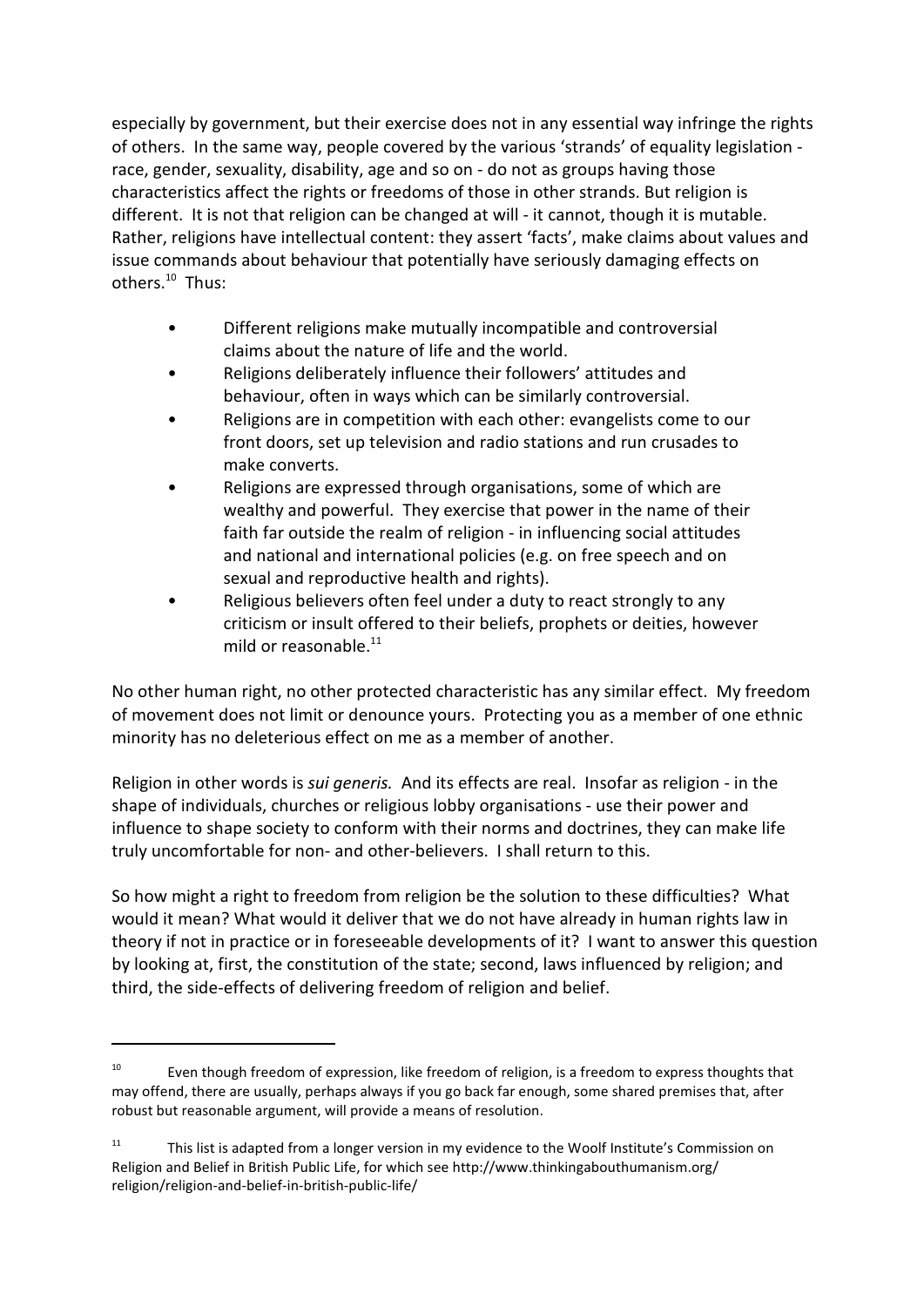especially by government, but their exercise does not in any essential way infringe the rights of others. In the same way, people covered by the various 'strands' of equality legislation - race, gender, sexuality, disability, age and so on - do not as groups having those characteristics affect the rights or freedoms of those in other strands. But religion is different. It is not that religion can be changed at will - it cannot, though it is mutable. Rather, religions have intellectual content: they assert 'facts', make claims about values and issue commands about behaviour that potentially have seriously damaging effects on others.[10] Thus:

- Different religions make mutually incompatible and controversial claims about the nature of life and the world.
- Religions deliberately influence their followers' attitudes and behaviour, often in ways which can be similarly controversial.
- Religions are in competition with each other: evangelists come to our front doors, set up television and radio stations and run crusades to make converts.
- Religions are expressed through organisations, some of which are wealthy and powerful. They exercise that power in the name of their faith far outside the realm of religion - in influencing social attitudes and national and international policies (e.g. on free speech and on sexual and reproductive health and rights).
- Religious believers often feel under a duty to react strongly to any criticism or insult offered to their beliefs, prophets or deities, however mild or reasonable.[11]

No other human right, no other protected characteristic has any similar effect. My freedom of movement does not limit or denounce yours. Protecting you as a member of one ethnic minority has no deleterious effect on me as a member of another.

Religion in other words is *sui generis.* And its effects are real. Insofar as religion - in the shape of individuals, churches or religious lobby organisations - use their power and influence to shape society to conform with their norms and doctrines, they can make life truly uncomfortable for non- and other-believers. I shall return to this.

So how might a right to freedom from religion be the solution to these difficulties? What would it mean? What would it deliver that we do not have already in human rights law in theory if not in practice or in foreseeable developments of it? I want to answer this question by looking at, first, the constitution of the state; second, laws influenced by religion; and third, the side-effects of delivering freedom of religion and belief.

---

[10] Even though freedom of expression, like freedom of religion, is a freedom to express thoughts that may offend, there are usually, perhaps always if you go back far enough, some shared premises that, after robust but reasonable argument, will provide a means of resolution.

[11] This list is adapted from a longer version in my evidence to the Woolf Institute's Commission on Religion and Belief in British Public Life, for which see http://www.thinkingabouthumanism.org/religion/religion-and-belief-in-british-public-life/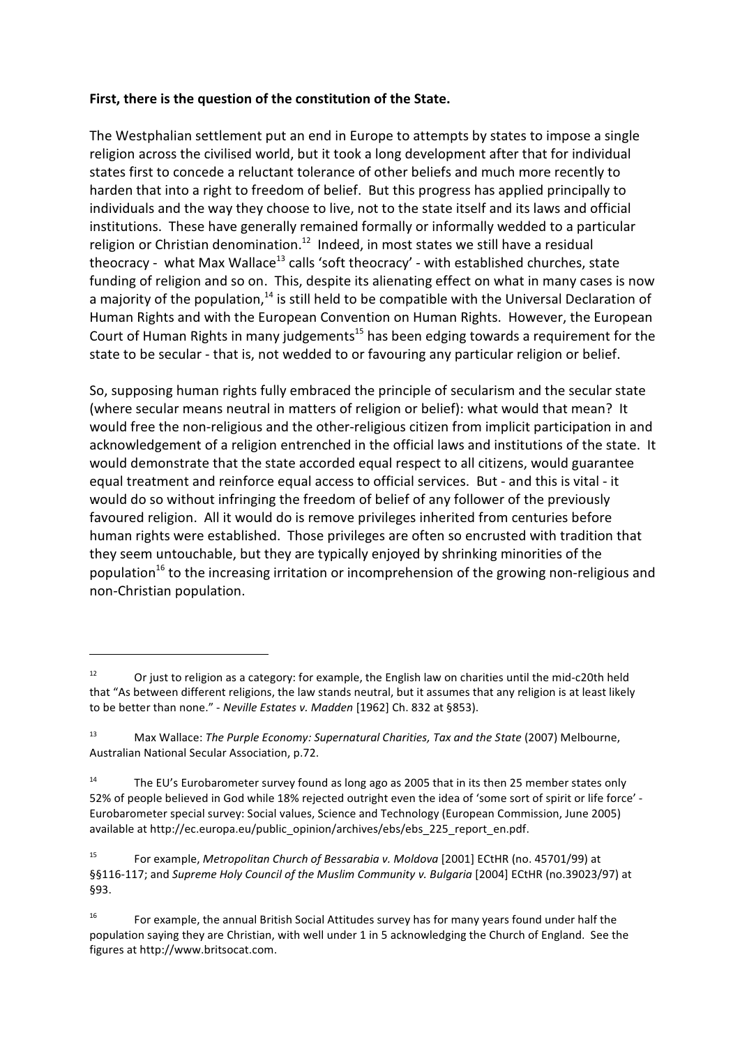**First, there is the question of the constitution of the State.**

The Westphalian settlement put an end in Europe to attempts by states to impose a single religion across the civilised world, but it took a long development after that for individual states first to concede a reluctant tolerance of other beliefs and much more recently to harden that into a right to freedom of belief. But this progress has applied principally to individuals and the way they choose to live, not to the state itself and its laws and official institutions. These have generally remained formally or informally wedded to a particular religion or Christian denomination.[12] Indeed, in most states we still have a residual theocracy - what Max Wallace[13] calls 'soft theocracy' - with established churches, state funding of religion and so on. This, despite its alienating effect on what in many cases is now a majority of the population,[14] is still held to be compatible with the Universal Declaration of Human Rights and with the European Convention on Human Rights. However, the European Court of Human Rights in many judgements[15] has been edging towards a requirement for the state to be secular - that is, not wedded to or favouring any particular religion or belief.

So, supposing human rights fully embraced the principle of secularism and the secular state (where secular means neutral in matters of religion or belief): what would that mean? It would free the non-religious and the other-religious citizen from implicit participation in and acknowledgement of a religion entrenched in the official laws and institutions of the state. It would demonstrate that the state accorded equal respect to all citizens, would guarantee equal treatment and reinforce equal access to official services. But - and this is vital - it would do so without infringing the freedom of belief of any follower of the previously favoured religion. All it would do is remove privileges inherited from centuries before human rights were established. Those privileges are often so encrusted with tradition that they seem untouchable, but they are typically enjoyed by shrinking minorities of the population[16] to the increasing irritation or incomprehension of the growing non-religious and non-Christian population.

---

[12] Or just to religion as a category: for example, the English law on charities until the mid-c20th held that "As between different religions, the law stands neutral, but it assumes that any religion is at least likely to be better than none." - *Neville Estates v. Madden* [1962] Ch. 832 at §853).

[13] Max Wallace: *The Purple Economy: Supernatural Charities, Tax and the State* (2007) Melbourne, Australian National Secular Association, p.72.

[14] The EU's Eurobarometer survey found as long ago as 2005 that in its then 25 member states only 52% of people believed in God while 18% rejected outright even the idea of 'some sort of spirit or life force' - Eurobarometer special survey: Social values, Science and Technology (European Commission, June 2005) available at http://ec.europa.eu/public_opinion/archives/ebs/ebs_225_report_en.pdf.

[15] For example, *Metropolitan Church of Bessarabia v. Moldova* [2001] ECtHR (no. 45701/99) at §§116-117; and *Supreme Holy Council of the Muslim Community v. Bulgaria* [2004] ECtHR (no.39023/97) at §93.

[16] For example, the annual British Social Attitudes survey has for many years found under half the population saying they are Christian, with well under 1 in 5 acknowledging the Church of England. See the figures at http://www.britsocat.com.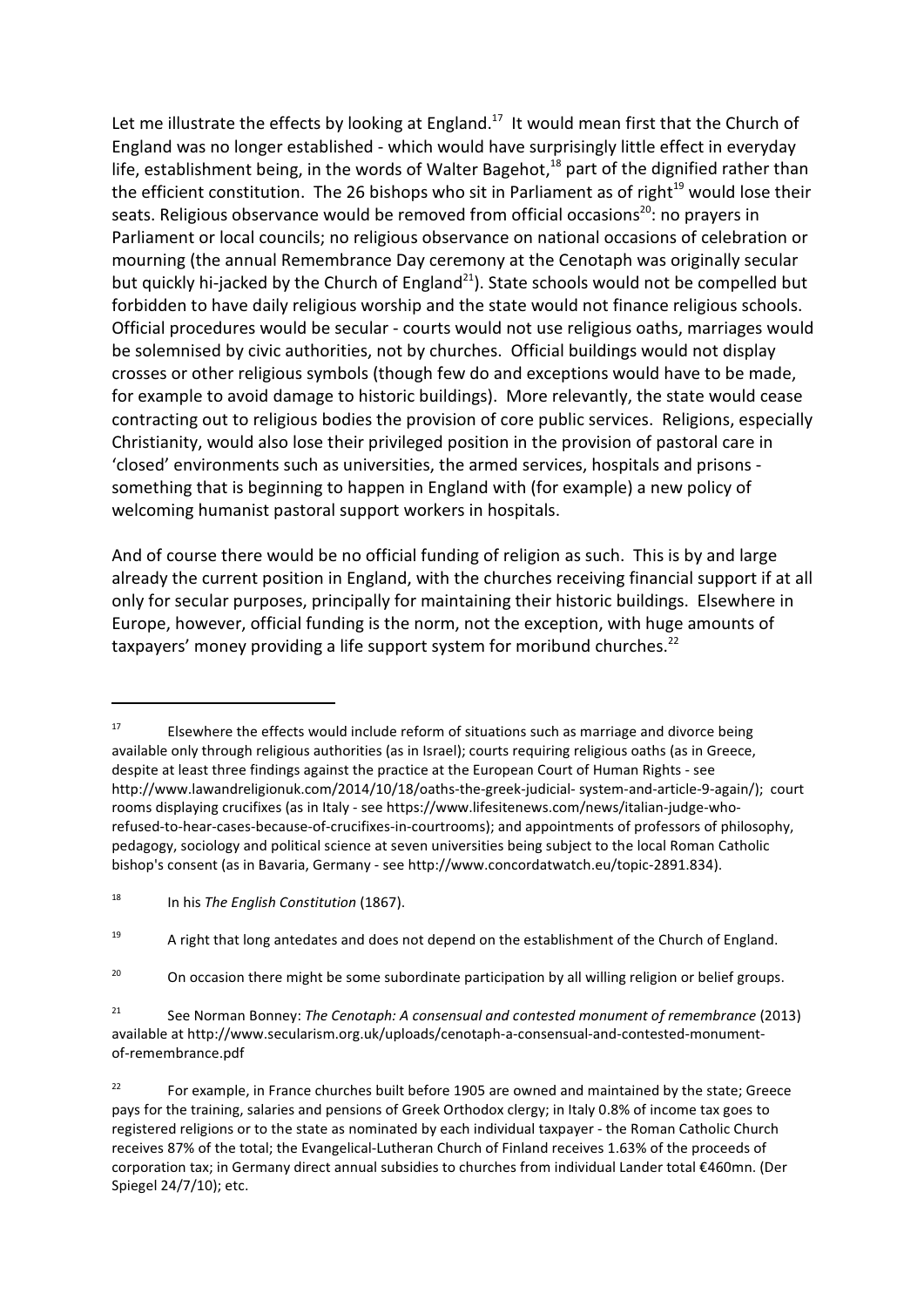Let me illustrate the effects by looking at England.[17] It would mean first that the Church of England was no longer established - which would have surprisingly little effect in everyday life, establishment being, in the words of Walter Bagehot,[18] part of the dignified rather than the efficient constitution. The 26 bishops who sit in Parliament as of right[19] would lose their seats. Religious observance would be removed from official occasions[20]: no prayers in Parliament or local councils; no religious observance on national occasions of celebration or mourning (the annual Remembrance Day ceremony at the Cenotaph was originally secular but quickly hi-jacked by the Church of England[21]). State schools would not be compelled but forbidden to have daily religious worship and the state would not finance religious schools. Official procedures would be secular - courts would not use religious oaths, marriages would be solemnised by civic authorities, not by churches. Official buildings would not display crosses or other religious symbols (though few do and exceptions would have to be made, for example to avoid damage to historic buildings). More relevantly, the state would cease contracting out to religious bodies the provision of core public services. Religions, especially Christianity, would also lose their privileged position in the provision of pastoral care in 'closed' environments such as universities, the armed services, hospitals and prisons - something that is beginning to happen in England with (for example) a new policy of welcoming humanist pastoral support workers in hospitals.

And of course there would be no official funding of religion as such. This is by and large already the current position in England, with the churches receiving financial support if at all only for secular purposes, principally for maintaining their historic buildings. Elsewhere in Europe, however, official funding is the norm, not the exception, with huge amounts of taxpayers' money providing a life support system for moribund churches.[22]

---

[17] Elsewhere the effects would include reform of situations such as marriage and divorce being available only through religious authorities (as in Israel); courts requiring religious oaths (as in Greece, despite at least three findings against the practice at the European Court of Human Rights - see http://www.lawandreligionuk.com/2014/10/18/oaths-the-greek-judicial- system-and-article-9-again/); court rooms displaying crucifixes (as in Italy - see https://www.lifesitenews.com/news/italian-judge-who-refused-to-hear-cases-because-of-crucifixes-in-courtrooms); and appointments of professors of philosophy, pedagogy, sociology and political science at seven universities being subject to the local Roman Catholic bishop's consent (as in Bavaria, Germany - see http://www.concordatwatch.eu/topic-2891.834).

[18] In his *The English Constitution* (1867).

[19] A right that long antedates and does not depend on the establishment of the Church of England.

[20] On occasion there might be some subordinate participation by all willing religion or belief groups.

[21] See Norman Bonney: *The Cenotaph: A consensual and contested monument of remembrance* (2013) available at http://www.secularism.org.uk/uploads/cenotaph-a-consensual-and-contested-monument-of-remembrance.pdf

[22] For example, in France churches built before 1905 are owned and maintained by the state; Greece pays for the training, salaries and pensions of Greek Orthodox clergy; in Italy 0.8% of income tax goes to registered religions or to the state as nominated by each individual taxpayer - the Roman Catholic Church receives 87% of the total; the Evangelical-Lutheran Church of Finland receives 1.63% of the proceeds of corporation tax; in Germany direct annual subsidies to churches from individual Lander total €460mn. (Der Spiegel 24/7/10); etc.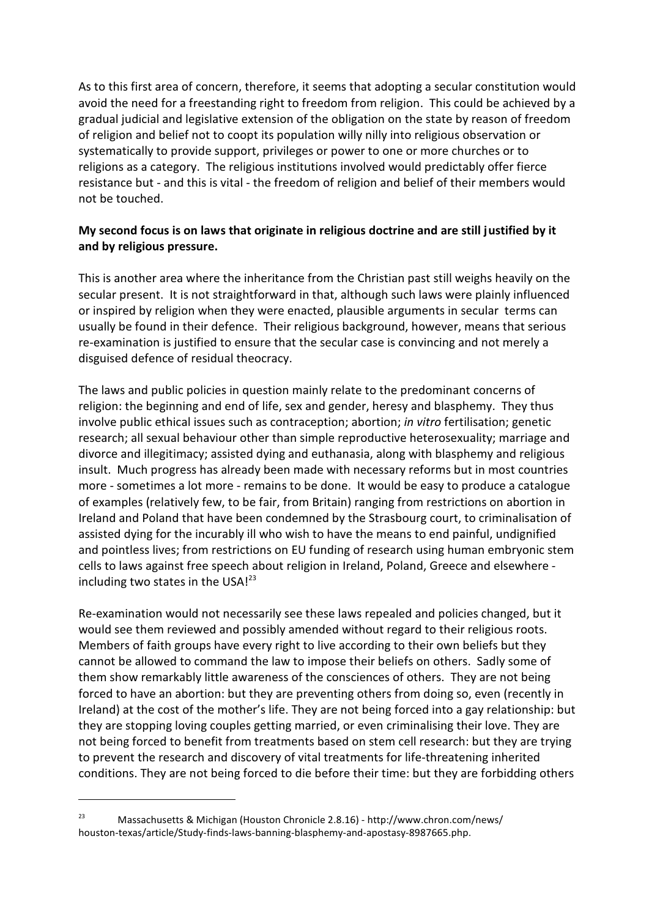As to this first area of concern, therefore, it seems that adopting a secular constitution would avoid the need for a freestanding right to freedom from religion. This could be achieved by a gradual judicial and legislative extension of the obligation on the state by reason of freedom of religion and belief not to coopt its population willy nilly into religious observation or systematically to provide support, privileges or power to one or more churches or to religions as a category. The religious institutions involved would predictably offer fierce resistance but - and this is vital - the freedom of religion and belief of their members would not be touched.

**My second focus is on laws that originate in religious doctrine and are still justified by it and by religious pressure.**

This is another area where the inheritance from the Christian past still weighs heavily on the secular present. It is not straightforward in that, although such laws were plainly influenced or inspired by religion when they were enacted, plausible arguments in secular terms can usually be found in their defence. Their religious background, however, means that serious re-examination is justified to ensure that the secular case is convincing and not merely a disguised defence of residual theocracy.

The laws and public policies in question mainly relate to the predominant concerns of religion: the beginning and end of life, sex and gender, heresy and blasphemy. They thus involve public ethical issues such as contraception; abortion; *in vitro* fertilisation; genetic research; all sexual behaviour other than simple reproductive heterosexuality; marriage and divorce and illegitimacy; assisted dying and euthanasia, along with blasphemy and religious insult. Much progress has already been made with necessary reforms but in most countries more - sometimes a lot more - remains to be done. It would be easy to produce a catalogue of examples (relatively few, to be fair, from Britain) ranging from restrictions on abortion in Ireland and Poland that have been condemned by the Strasbourg court, to criminalisation of assisted dying for the incurably ill who wish to have the means to end painful, undignified and pointless lives; from restrictions on EU funding of research using human embryonic stem cells to laws against free speech about religion in Ireland, Poland, Greece and elsewhere - including two states in the USA![23]

Re-examination would not necessarily see these laws repealed and policies changed, but it would see them reviewed and possibly amended without regard to their religious roots. Members of faith groups have every right to live according to their own beliefs but they cannot be allowed to command the law to impose their beliefs on others. Sadly some of them show remarkably little awareness of the consciences of others. They are not being forced to have an abortion: but they are preventing others from doing so, even (recently in Ireland) at the cost of the mother's life. They are not being forced into a gay relationship: but they are stopping loving couples getting married, or even criminalising their love. They are not being forced to benefit from treatments based on stem cell research: but they are trying to prevent the research and discovery of vital treatments for life-threatening inherited conditions. They are not being forced to die before their time: but they are forbidding others

---

[23] Massachusetts & Michigan (Houston Chronicle 2.8.16) - http://www.chron.com/news/houston-texas/article/Study-finds-laws-banning-blasphemy-and-apostasy-8987665.php.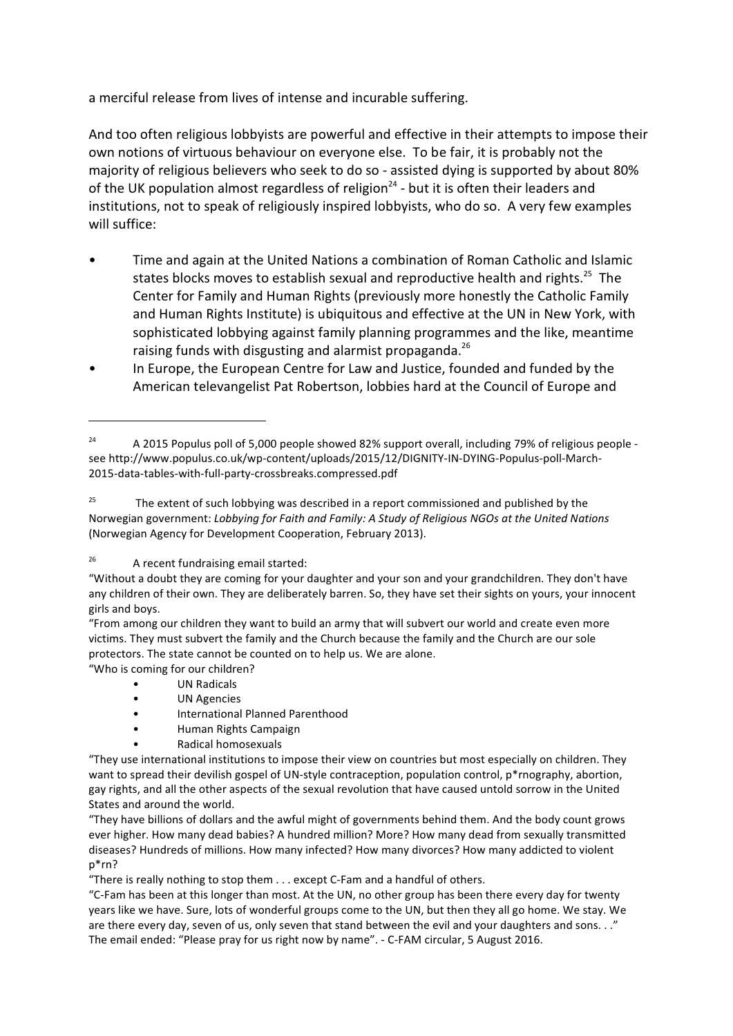a merciful release from lives of intense and incurable suffering.

And too often religious lobbyists are powerful and effective in their attempts to impose their own notions of virtuous behaviour on everyone else. To be fair, it is probably not the majority of religious believers who seek to do so - assisted dying is supported by about 80% of the UK population almost regardless of religion[24] - but it is often their leaders and institutions, not to speak of religiously inspired lobbyists, who do so. A very few examples will suffice:

- Time and again at the United Nations a combination of Roman Catholic and Islamic states blocks moves to establish sexual and reproductive health and rights.[25] The Center for Family and Human Rights (previously more honestly the Catholic Family and Human Rights Institute) is ubiquitous and effective at the UN in New York, with sophisticated lobbying against family planning programmes and the like, meantime raising funds with disgusting and alarmist propaganda.[26]
- In Europe, the European Centre for Law and Justice, founded and funded by the American televangelist Pat Robertson, lobbies hard at the Council of Europe and

---

[24] A 2015 Populus poll of 5,000 people showed 82% support overall, including 79% of religious people - see http://www.populus.co.uk/wp-content/uploads/2015/12/DIGNITY-IN-DYING-Populus-poll-March-2015-data-tables-with-full-party-crossbreaks.compressed.pdf

[25] The extent of such lobbying was described in a report commissioned and published by the Norwegian government: *Lobbying for Faith and Family: A Study of Religious NGOs at the United Nations* (Norwegian Agency for Development Cooperation, February 2013).

[26] A recent fundraising email started:

"Without a doubt they are coming for your daughter and your son and your grandchildren. They don't have any children of their own. They are deliberately barren. So, they have set their sights on yours, your innocent girls and boys.

"From among our children they want to build an army that will subvert our world and create even more victims. They must subvert the family and the Church because the family and the Church are our sole protectors. The state cannot be counted on to help us. We are alone.

"Who is coming for our children?

- UN Radicals
- UN Agencies
- International Planned Parenthood
- Human Rights Campaign
- Radical homosexuals

"They use international institutions to impose their view on countries but most especially on children. They want to spread their devilish gospel of UN-style contraception, population control, p*rnography, abortion, gay rights, and all the other aspects of the sexual revolution that have caused untold sorrow in the United States and around the world.

"They have billions of dollars and the awful might of governments behind them. And the body count grows ever higher. How many dead babies? A hundred million? More? How many dead from sexually transmitted diseases? Hundreds of millions. How many infected? How many divorces? How many addicted to violent p*rn?

"There is really nothing to stop them . . . except C-Fam and a handful of others.

"C-Fam has been at this longer than most. At the UN, no other group has been there every day for twenty years like we have. Sure, lots of wonderful groups come to the UN, but then they all go home. We stay. We are there every day, seven of us, only seven that stand between the evil and your daughters and sons. . ."

The email ended: "Please pray for us right now by name". - C-FAM circular, 5 August 2016.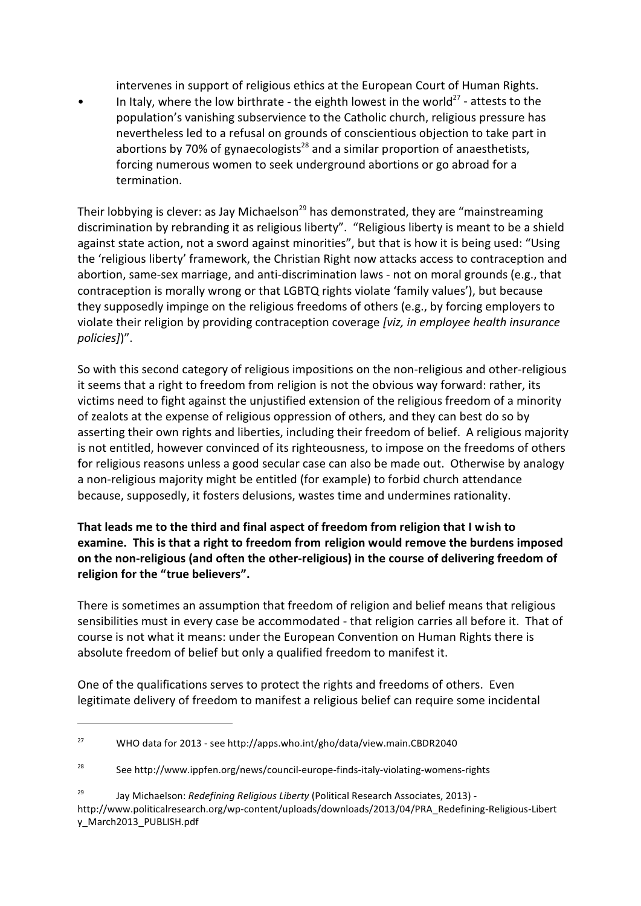intervenes in support of religious ethics at the European Court of Human Rights.

- In Italy, where the low birthrate - the eighth lowest in the world[27] - attests to the population's vanishing subservience to the Catholic church, religious pressure has nevertheless led to a refusal on grounds of conscientious objection to take part in abortions by 70% of gynaecologists[28] and a similar proportion of anaesthetists, forcing numerous women to seek underground abortions or go abroad for a termination.

Their lobbying is clever: as Jay Michaelson[29] has demonstrated, they are "mainstreaming discrimination by rebranding it as religious liberty". "Religious liberty is meant to be a shield against state action, not a sword against minorities", but that is how it is being used: "Using the 'religious liberty' framework, the Christian Right now attacks access to contraception and abortion, same-sex marriage, and anti-discrimination laws - not on moral grounds (e.g., that contraception is morally wrong or that LGBTQ rights violate 'family values'), but because they supposedly impinge on the religious freedoms of others (e.g., by forcing employers to violate their religion by providing contraception coverage *[viz, in employee health insurance policies]*)".

So with this second category of religious impositions on the non-religious and other-religious it seems that a right to freedom from religion is not the obvious way forward: rather, its victims need to fight against the unjustified extension of the religious freedom of a minority of zealots at the expense of religious oppression of others, and they can best do so by asserting their own rights and liberties, including their freedom of belief. A religious majority is not entitled, however convinced of its righteousness, to impose on the freedoms of others for religious reasons unless a good secular case can also be made out. Otherwise by analogy a non-religious majority might be entitled (for example) to forbid church attendance because, supposedly, it fosters delusions, wastes time and undermines rationality.

**That leads me to the third and final aspect of freedom from religion that I wish to examine. This is that a right to freedom from religion would remove the burdens imposed on the non-religious (and often the other-religious) in the course of delivering freedom of religion for the "true believers".**

There is sometimes an assumption that freedom of religion and belief means that religious sensibilities must in every case be accommodated - that religion carries all before it. That of course is not what it means: under the European Convention on Human Rights there is absolute freedom of belief but only a qualified freedom to manifest it.

One of the qualifications serves to protect the rights and freedoms of others. Even legitimate delivery of freedom to manifest a religious belief can require some incidental

---

[27] WHO data for 2013 - see http://apps.who.int/gho/data/view.main.CBDR2040

[28] See http://www.ippfen.org/news/council-europe-finds-italy-violating-womens-rights

[29] Jay Michaelson: *Redefining Religious Liberty* (Political Research Associates, 2013) - http://www.politicalresearch.org/wp-content/uploads/downloads/2013/04/PRA_Redefining-Religious-Liberty_March2013_PUBLISH.pdf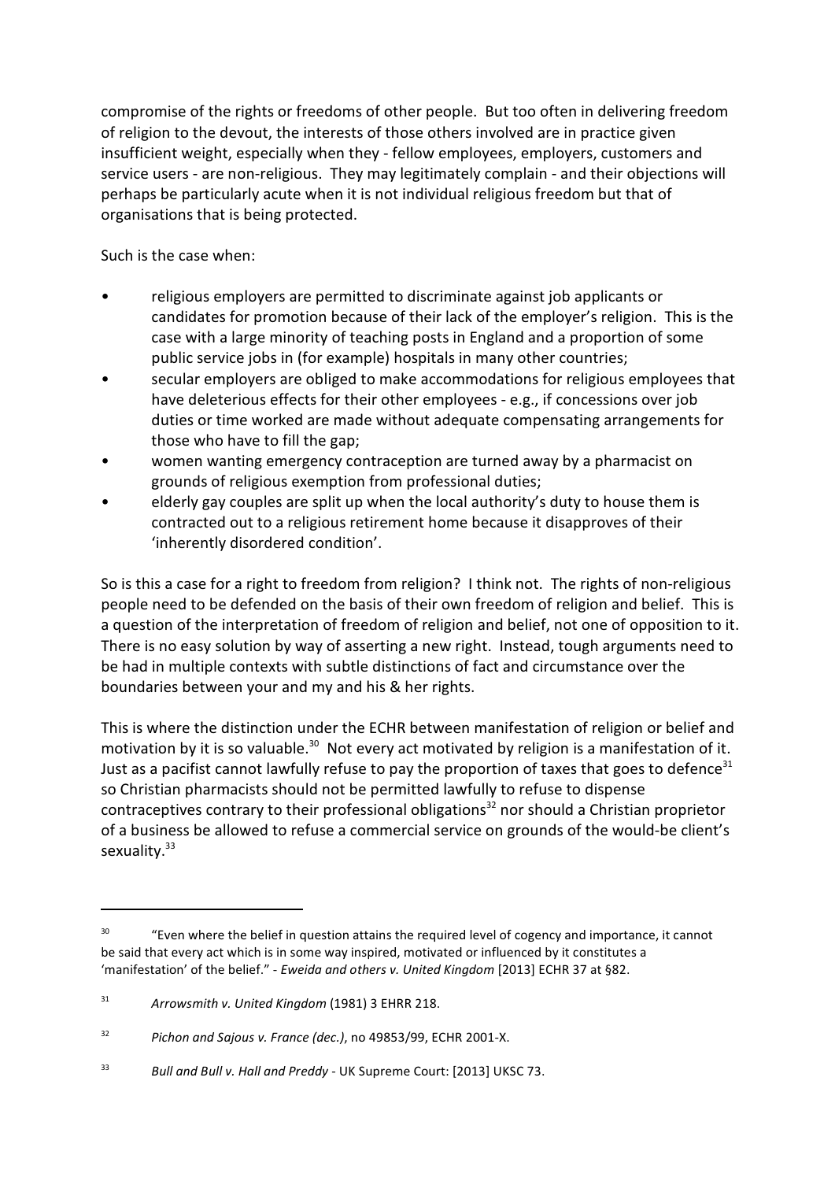compromise of the rights or freedoms of other people. But too often in delivering freedom of religion to the devout, the interests of those others involved are in practice given insufficient weight, especially when they - fellow employees, employers, customers and service users - are non-religious. They may legitimately complain - and their objections will perhaps be particularly acute when it is not individual religious freedom but that of organisations that is being protected.

Such is the case when:

- religious employers are permitted to discriminate against job applicants or candidates for promotion because of their lack of the employer's religion. This is the case with a large minority of teaching posts in England and a proportion of some public service jobs in (for example) hospitals in many other countries;
- secular employers are obliged to make accommodations for religious employees that have deleterious effects for their other employees - e.g., if concessions over job duties or time worked are made without adequate compensating arrangements for those who have to fill the gap;
- women wanting emergency contraception are turned away by a pharmacist on grounds of religious exemption from professional duties;
- elderly gay couples are split up when the local authority's duty to house them is contracted out to a religious retirement home because it disapproves of their 'inherently disordered condition'.

So is this a case for a right to freedom from religion? I think not. The rights of non-religious people need to be defended on the basis of their own freedom of religion and belief. This is a question of the interpretation of freedom of religion and belief, not one of opposition to it. There is no easy solution by way of asserting a new right. Instead, tough arguments need to be had in multiple contexts with subtle distinctions of fact and circumstance over the boundaries between your and my and his & her rights.

This is where the distinction under the ECHR between manifestation of religion or belief and motivation by it is so valuable.[30] Not every act motivated by religion is a manifestation of it. Just as a pacifist cannot lawfully refuse to pay the proportion of taxes that goes to defence[31] so Christian pharmacists should not be permitted lawfully to refuse to dispense contraceptives contrary to their professional obligations[32] nor should a Christian proprietor of a business be allowed to refuse a commercial service on grounds of the would-be client's sexuality.[33]

---

[30] "Even where the belief in question attains the required level of cogency and importance, it cannot be said that every act which is in some way inspired, motivated or influenced by it constitutes a 'manifestation' of the belief." - *Eweida and others v. United Kingdom* [2013] ECHR 37 at §82.

[31] *Arrowsmith v. United Kingdom* (1981) 3 EHRR 218.

[32] *Pichon and Sajous v. France (dec.)*, no 49853/99, ECHR 2001-X.

[33] *Bull and Bull v. Hall and Preddy* - UK Supreme Court: [2013] UKSC 73.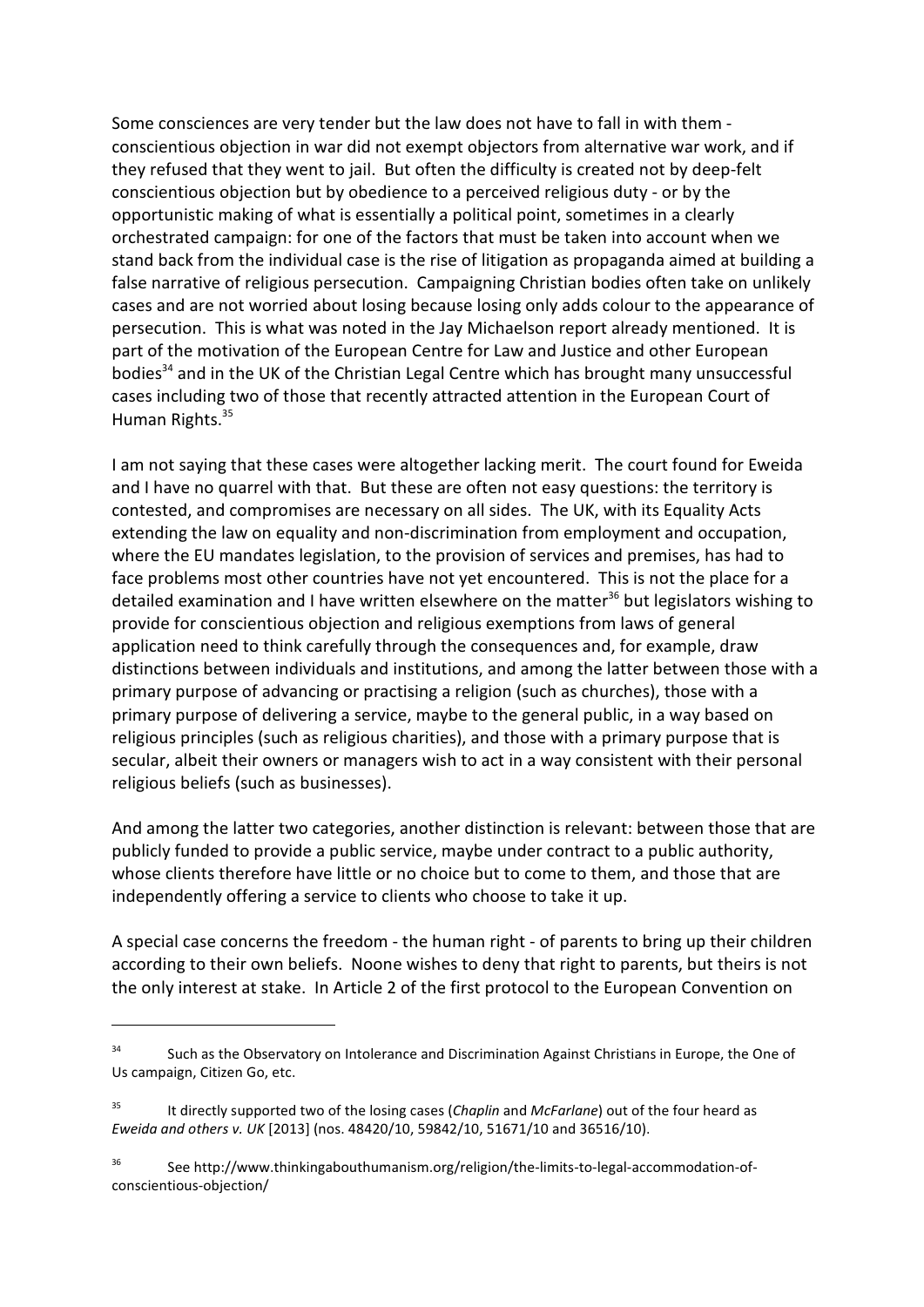Some consciences are very tender but the law does not have to fall in with them - conscientious objection in war did not exempt objectors from alternative war work, and if they refused that they went to jail. But often the difficulty is created not by deep-felt conscientious objection but by obedience to a perceived religious duty - or by the opportunistic making of what is essentially a political point, sometimes in a clearly orchestrated campaign: for one of the factors that must be taken into account when we stand back from the individual case is the rise of litigation as propaganda aimed at building a false narrative of religious persecution. Campaigning Christian bodies often take on unlikely cases and are not worried about losing because losing only adds colour to the appearance of persecution. This is what was noted in the Jay Michaelson report already mentioned. It is part of the motivation of the European Centre for Law and Justice and other European bodies[34] and in the UK of the Christian Legal Centre which has brought many unsuccessful cases including two of those that recently attracted attention in the European Court of Human Rights.[35]

I am not saying that these cases were altogether lacking merit. The court found for Eweida and I have no quarrel with that. But these are often not easy questions: the territory is contested, and compromises are necessary on all sides. The UK, with its Equality Acts extending the law on equality and non-discrimination from employment and occupation, where the EU mandates legislation, to the provision of services and premises, has had to face problems most other countries have not yet encountered. This is not the place for a detailed examination and I have written elsewhere on the matter[36] but legislators wishing to provide for conscientious objection and religious exemptions from laws of general application need to think carefully through the consequences and, for example, draw distinctions between individuals and institutions, and among the latter between those with a primary purpose of advancing or practising a religion (such as churches), those with a primary purpose of delivering a service, maybe to the general public, in a way based on religious principles (such as religious charities), and those with a primary purpose that is secular, albeit their owners or managers wish to act in a way consistent with their personal religious beliefs (such as businesses).

And among the latter two categories, another distinction is relevant: between those that are publicly funded to provide a public service, maybe under contract to a public authority, whose clients therefore have little or no choice but to come to them, and those that are independently offering a service to clients who choose to take it up.

A special case concerns the freedom - the human right - of parents to bring up their children according to their own beliefs. Noone wishes to deny that right to parents, but theirs is not the only interest at stake. In Article 2 of the first protocol to the European Convention on

---

[34] Such as the Observatory on Intolerance and Discrimination Against Christians in Europe, the One of Us campaign, Citizen Go, etc.

[35] It directly supported two of the losing cases (*Chaplin* and *McFarlane*) out of the four heard as *Eweida and others v. UK* [2013] (nos. 48420/10, 59842/10, 51671/10 and 36516/10).

[36] See http://www.thinkingabouthumanism.org/religion/the-limits-to-legal-accommodation-of-conscientious-objection/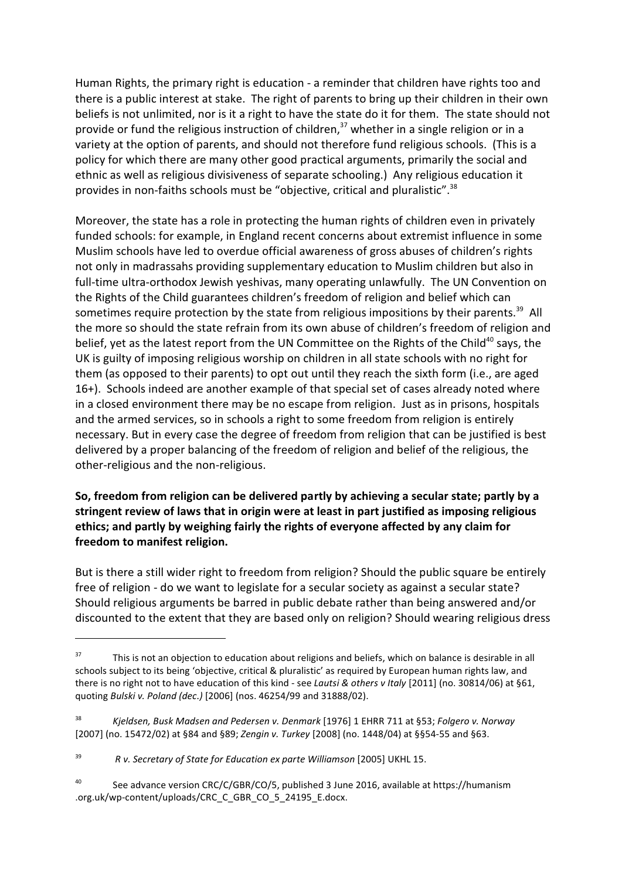Human Rights, the primary right is education - a reminder that children have rights too and there is a public interest at stake. The right of parents to bring up their children in their own beliefs is not unlimited, nor is it a right to have the state do it for them. The state should not provide or fund the religious instruction of children,[37] whether in a single religion or in a variety at the option of parents, and should not therefore fund religious schools. (This is a policy for which there are many other good practical arguments, primarily the social and ethnic as well as religious divisiveness of separate schooling.) Any religious education it provides in non-faiths schools must be "objective, critical and pluralistic".[38]

Moreover, the state has a role in protecting the human rights of children even in privately funded schools: for example, in England recent concerns about extremist influence in some Muslim schools have led to overdue official awareness of gross abuses of children's rights not only in madrassahs providing supplementary education to Muslim children but also in full-time ultra-orthodox Jewish yeshivas, many operating unlawfully. The UN Convention on the Rights of the Child guarantees children's freedom of religion and belief which can sometimes require protection by the state from religious impositions by their parents.[39] All the more so should the state refrain from its own abuse of children's freedom of religion and belief, yet as the latest report from the UN Committee on the Rights of the Child[40] says, the UK is guilty of imposing religious worship on children in all state schools with no right for them (as opposed to their parents) to opt out until they reach the sixth form (i.e., are aged 16+). Schools indeed are another example of that special set of cases already noted where in a closed environment there may be no escape from religion. Just as in prisons, hospitals and the armed services, so in schools a right to some freedom from religion is entirely necessary. But in every case the degree of freedom from religion that can be justified is best delivered by a proper balancing of the freedom of religion and belief of the religious, the other-religious and the non-religious.

**So, freedom from religion can be delivered partly by achieving a secular state; partly by a stringent review of laws that in origin were at least in part justified as imposing religious ethics; and partly by weighing fairly the rights of everyone affected by any claim for freedom to manifest religion.**

But is there a still wider right to freedom from religion? Should the public square be entirely free of religion - do we want to legislate for a secular society as against a secular state? Should religious arguments be barred in public debate rather than being answered and/or discounted to the extent that they are based only on religion? Should wearing religious dress

---

[37] This is not an objection to education about religions and beliefs, which on balance is desirable in all schools subject to its being 'objective, critical & pluralistic' as required by European human rights law, and there is no right not to have education of this kind - see *Lautsi & others v Italy* [2011] (no. 30814/06) at §61, quoting *Bulski v. Poland (dec.)* [2006] (nos. 46254/99 and 31888/02).

[38] *Kjeldsen, Busk Madsen and Pedersen v. Denmark* [1976] 1 EHRR 711 at §53; *Folgero v. Norway* [2007] (no. 15472/02) at §84 and §89; *Zengin v. Turkey* [2008] (no. 1448/04) at §§54-55 and §63.

[39] *R v. Secretary of State for Education ex parte Williamson* [2005] UKHL 15.

[40] See advance version CRC/C/GBR/CO/5, published 3 June 2016, available at https://humanism.org.uk/wp-content/uploads/CRC_C_GBR_CO_5_24195_E.docx.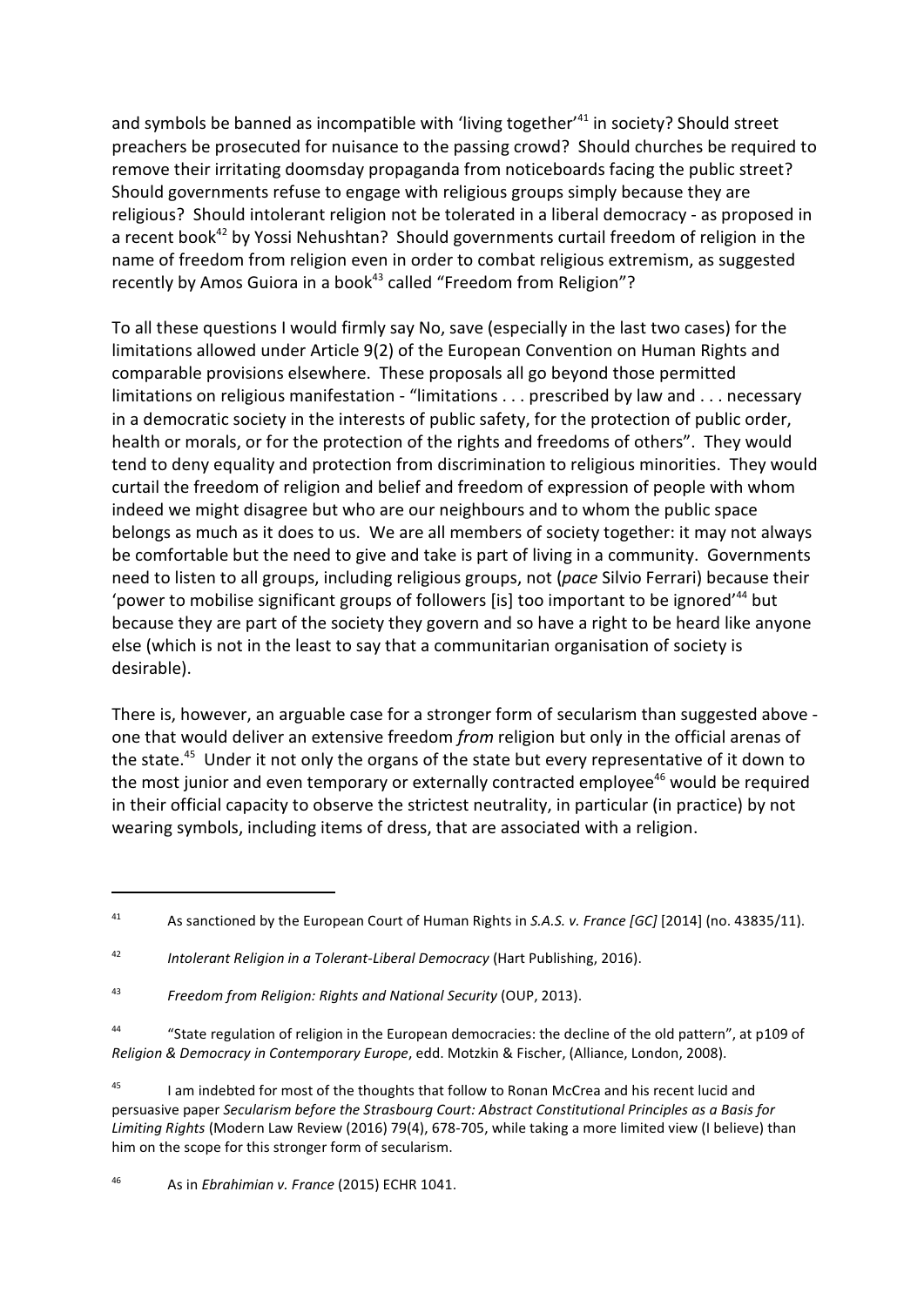and symbols be banned as incompatible with 'living together'[41] in society? Should street preachers be prosecuted for nuisance to the passing crowd? Should churches be required to remove their irritating doomsday propaganda from noticeboards facing the public street? Should governments refuse to engage with religious groups simply because they are religious? Should intolerant religion not be tolerated in a liberal democracy - as proposed in a recent book[42] by Yossi Nehushtan? Should governments curtail freedom of religion in the name of freedom from religion even in order to combat religious extremism, as suggested recently by Amos Guiora in a book[43] called "Freedom from Religion"?

To all these questions I would firmly say No, save (especially in the last two cases) for the limitations allowed under Article 9(2) of the European Convention on Human Rights and comparable provisions elsewhere. These proposals all go beyond those permitted limitations on religious manifestation - "limitations . . . prescribed by law and . . . necessary in a democratic society in the interests of public safety, for the protection of public order, health or morals, or for the protection of the rights and freedoms of others". They would tend to deny equality and protection from discrimination to religious minorities. They would curtail the freedom of religion and belief and freedom of expression of people with whom indeed we might disagree but who are our neighbours and to whom the public space belongs as much as it does to us. We are all members of society together: it may not always be comfortable but the need to give and take is part of living in a community. Governments need to listen to all groups, including religious groups, not (*pace* Silvio Ferrari) because their 'power to mobilise significant groups of followers [is] too important to be ignored'[44] but because they are part of the society they govern and so have a right to be heard like anyone else (which is not in the least to say that a communitarian organisation of society is desirable).

There is, however, an arguable case for a stronger form of secularism than suggested above - one that would deliver an extensive freedom *from* religion but only in the official arenas of the state.[45] Under it not only the organs of the state but every representative of it down to the most junior and even temporary or externally contracted employee[46] would be required in their official capacity to observe the strictest neutrality, in particular (in practice) by not wearing symbols, including items of dress, that are associated with a religion.

---

[41] As sanctioned by the European Court of Human Rights in *S.A.S. v. France [GC]* [2014] (no. 43835/11).

[42] *Intolerant Religion in a Tolerant-Liberal Democracy* (Hart Publishing, 2016).

[43] *Freedom from Religion: Rights and National Security* (OUP, 2013).

[44] "State regulation of religion in the European democracies: the decline of the old pattern", at p109 of *Religion & Democracy in Contemporary Europe*, edd. Motzkin & Fischer, (Alliance, London, 2008).

[45] I am indebted for most of the thoughts that follow to Ronan McCrea and his recent lucid and persuasive paper *Secularism before the Strasbourg Court: Abstract Constitutional Principles as a Basis for Limiting Rights* (Modern Law Review (2016) 79(4), 678-705, while taking a more limited view (I believe) than him on the scope for this stronger form of secularism.

[46] As in *Ebrahimian v. France* (2015) ECHR 1041.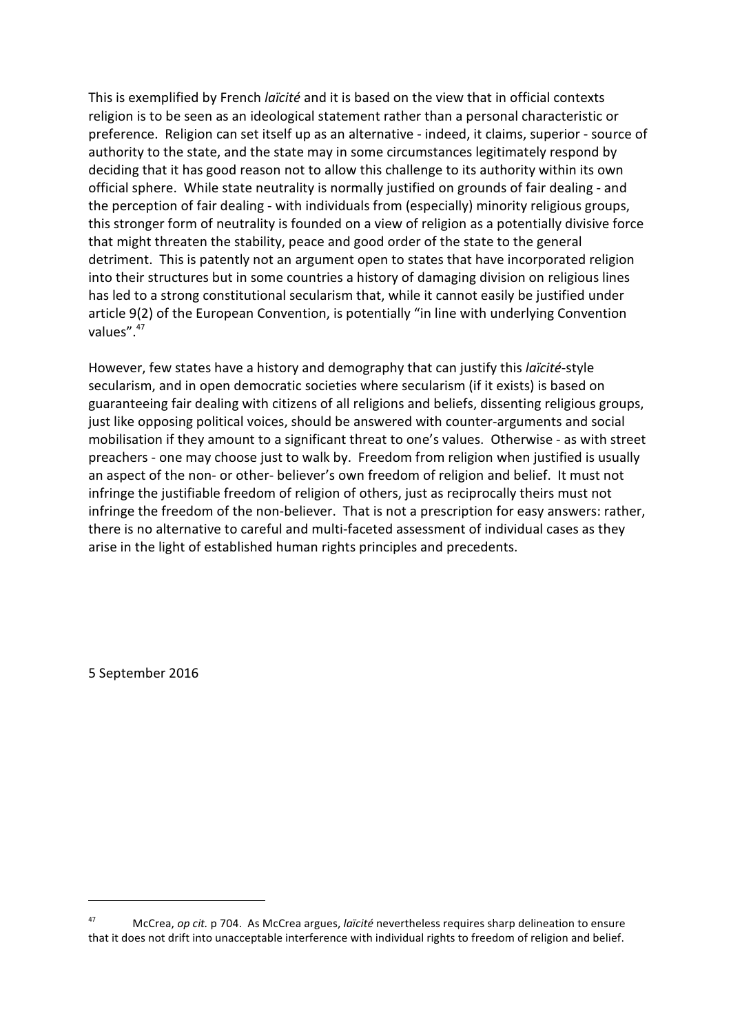This is exemplified by French *laïcité* and it is based on the view that in official contexts religion is to be seen as an ideological statement rather than a personal characteristic or preference. Religion can set itself up as an alternative - indeed, it claims, superior - source of authority to the state, and the state may in some circumstances legitimately respond by deciding that it has good reason not to allow this challenge to its authority within its own official sphere. While state neutrality is normally justified on grounds of fair dealing - and the perception of fair dealing - with individuals from (especially) minority religious groups, this stronger form of neutrality is founded on a view of religion as a potentially divisive force that might threaten the stability, peace and good order of the state to the general detriment. This is patently not an argument open to states that have incorporated religion into their structures but in some countries a history of damaging division on religious lines has led to a strong constitutional secularism that, while it cannot easily be justified under article 9(2) of the European Convention, is potentially "in line with underlying Convention values".[47]

However, few states have a history and demography that can justify this *laïcité*-style secularism, and in open democratic societies where secularism (if it exists) is based on guaranteeing fair dealing with citizens of all religions and beliefs, dissenting religious groups, just like opposing political voices, should be answered with counter-arguments and social mobilisation if they amount to a significant threat to one's values. Otherwise - as with street preachers - one may choose just to walk by. Freedom from religion when justified is usually an aspect of the non- or other- believer's own freedom of religion and belief. It must not infringe the justifiable freedom of religion of others, just as reciprocally theirs must not infringe the freedom of the non-believer. That is not a prescription for easy answers: rather, there is no alternative to careful and multi-faceted assessment of individual cases as they arise in the light of established human rights principles and precedents.

5 September 2016

---

[47] McCrea, *op cit.* p 704. As McCrea argues, *laïcité* nevertheless requires sharp delineation to ensure that it does not drift into unacceptable interference with individual rights to freedom of religion and belief.